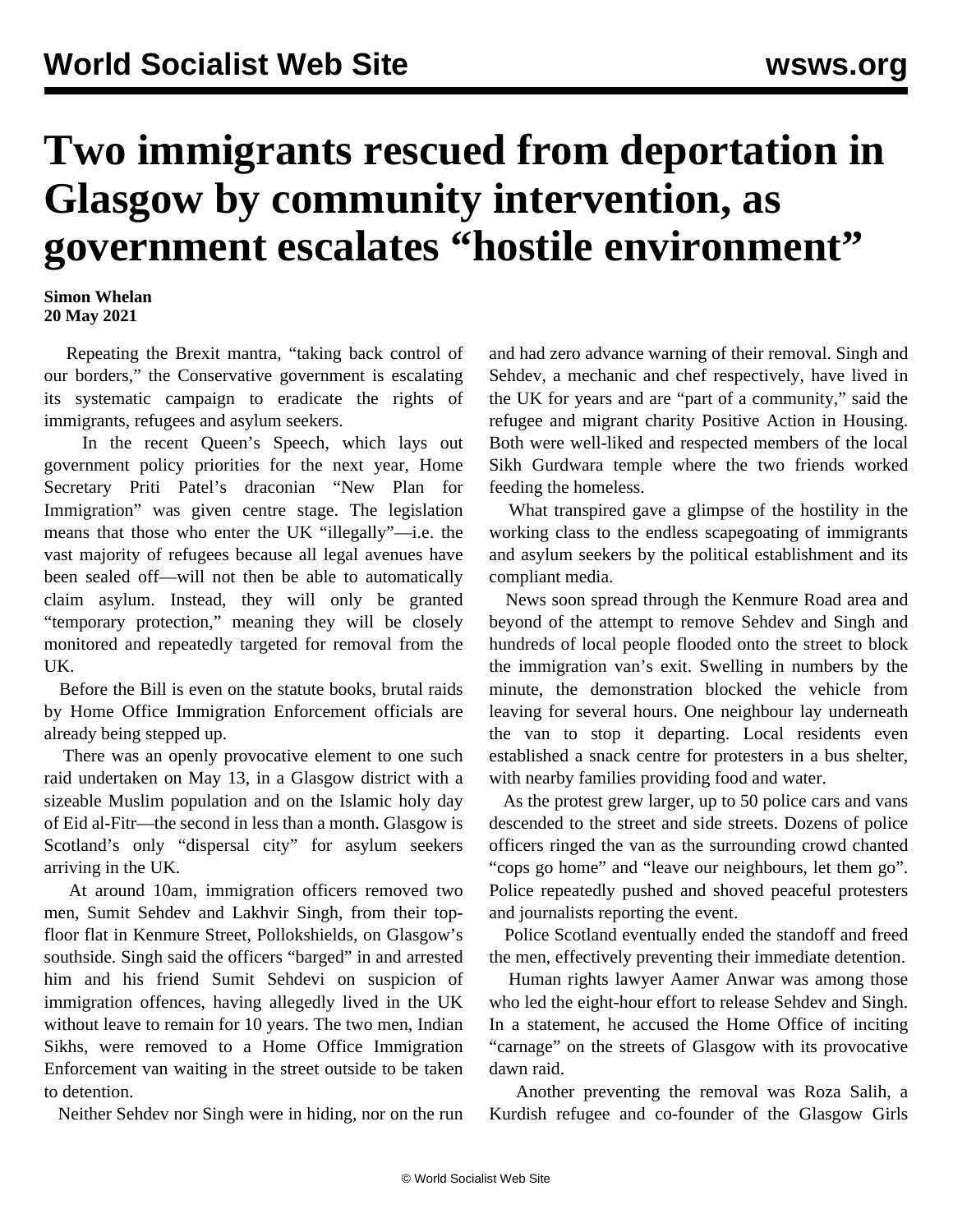# Two immigrants rescued from deportation in Glasgow by community intervention, as government escalates "hostile environment"

**Simon Whelan**
**20 May 2021**

Repeating the Brexit mantra, "taking back control of our borders," the Conservative government is escalating its systematic campaign to eradicate the rights of immigrants, refugees and asylum seekers.

In the recent Queen's Speech, which lays out government policy priorities for the next year, Home Secretary Priti Patel's draconian "New Plan for Immigration" was given centre stage. The legislation means that those who enter the UK "illegally"—i.e. the vast majority of refugees because all legal avenues have been sealed off—will not then be able to automatically claim asylum. Instead, they will only be granted "temporary protection," meaning they will be closely monitored and repeatedly targeted for removal from the UK.

Before the Bill is even on the statute books, brutal raids by Home Office Immigration Enforcement officials are already being stepped up.

There was an openly provocative element to one such raid undertaken on May 13, in a Glasgow district with a sizeable Muslim population and on the Islamic holy day of Eid al-Fitr—the second in less than a month. Glasgow is Scotland's only "dispersal city" for asylum seekers arriving in the UK.

At around 10am, immigration officers removed two men, Sumit Sehdev and Lakhvir Singh, from their top-floor flat in Kenmure Street, Pollokshields, on Glasgow's southside. Singh said the officers "barged" in and arrested him and his friend Sumit Sehdevi on suspicion of immigration offences, having allegedly lived in the UK without leave to remain for 10 years. The two men, Indian Sikhs, were removed to a Home Office Immigration Enforcement van waiting in the street outside to be taken to detention.

Neither Sehdev nor Singh were in hiding, nor on the run and had zero advance warning of their removal. Singh and Sehdev, a mechanic and chef respectively, have lived in the UK for years and are "part of a community," said the refugee and migrant charity Positive Action in Housing. Both were well-liked and respected members of the local Sikh Gurdwara temple where the two friends worked feeding the homeless.

What transpired gave a glimpse of the hostility in the working class to the endless scapegoating of immigrants and asylum seekers by the political establishment and its compliant media.

News soon spread through the Kenmure Road area and beyond of the attempt to remove Sehdev and Singh and hundreds of local people flooded onto the street to block the immigration van's exit. Swelling in numbers by the minute, the demonstration blocked the vehicle from leaving for several hours. One neighbour lay underneath the van to stop it departing. Local residents even established a snack centre for protesters in a bus shelter, with nearby families providing food and water.

As the protest grew larger, up to 50 police cars and vans descended to the street and side streets. Dozens of police officers ringed the van as the surrounding crowd chanted "cops go home" and "leave our neighbours, let them go". Police repeatedly pushed and shoved peaceful protesters and journalists reporting the event.

Police Scotland eventually ended the standoff and freed the men, effectively preventing their immediate detention.

Human rights lawyer Aamer Anwar was among those who led the eight-hour effort to release Sehdev and Singh. In a statement, he accused the Home Office of inciting "carnage" on the streets of Glasgow with its provocative dawn raid.

Another preventing the removal was Roza Salih, a Kurdish refugee and co-founder of the Glasgow Girls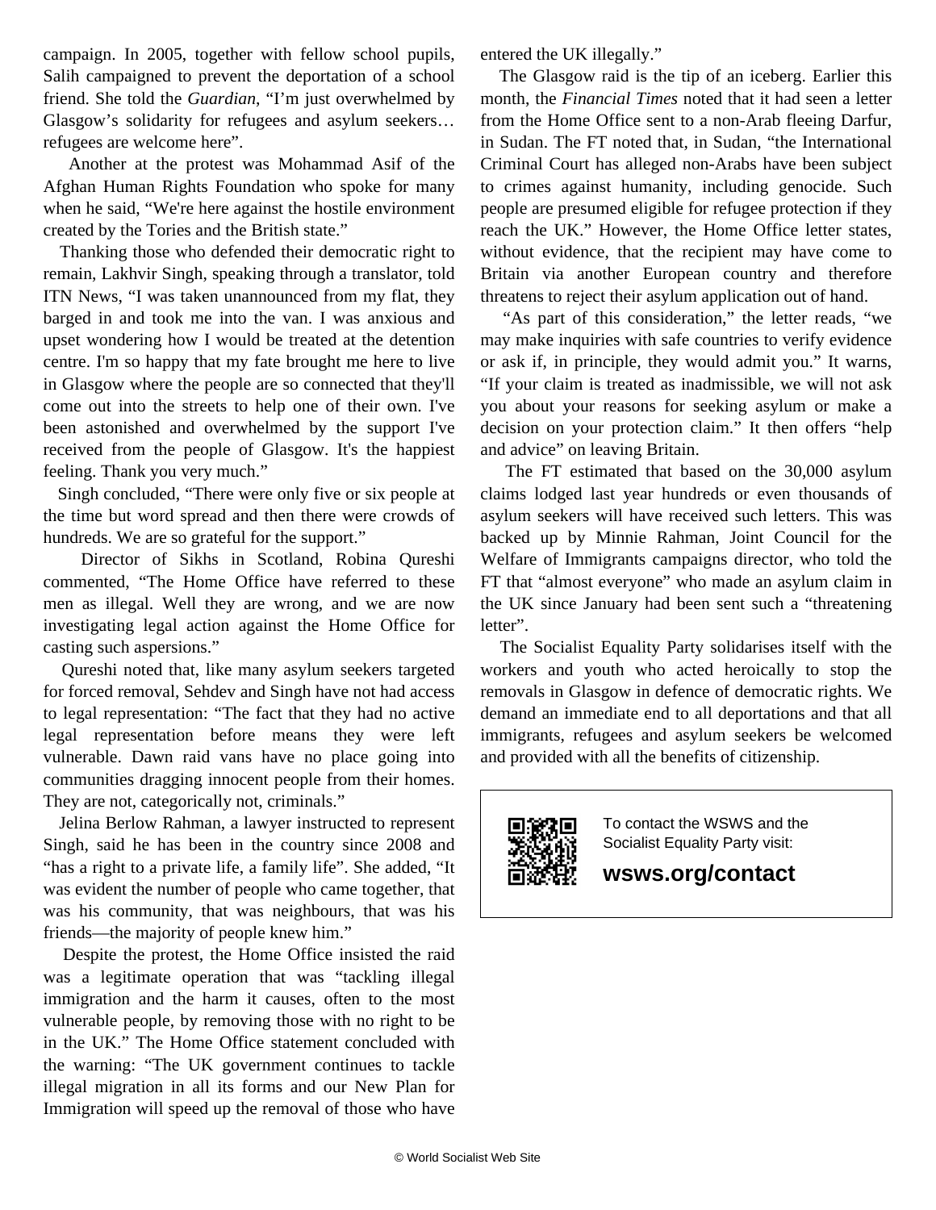campaign. In 2005, together with fellow school pupils, Salih campaigned to prevent the deportation of a school friend. She told the *Guardian*, "I'm just overwhelmed by Glasgow's solidarity for refugees and asylum seekers… refugees are welcome here".

Another at the protest was Mohammad Asif of the Afghan Human Rights Foundation who spoke for many when he said, "We're here against the hostile environment created by the Tories and the British state."

Thanking those who defended their democratic right to remain, Lakhvir Singh, speaking through a translator, told ITN News, "I was taken unannounced from my flat, they barged in and took me into the van. I was anxious and upset wondering how I would be treated at the detention centre. I'm so happy that my fate brought me here to live in Glasgow where the people are so connected that they'll come out into the streets to help one of their own. I've been astonished and overwhelmed by the support I've received from the people of Glasgow. It's the happiest feeling. Thank you very much."

Singh concluded, "There were only five or six people at the time but word spread and then there were crowds of hundreds. We are so grateful for the support."

Director of Sikhs in Scotland, Robina Qureshi commented, "The Home Office have referred to these men as illegal. Well they are wrong, and we are now investigating legal action against the Home Office for casting such aspersions."

Qureshi noted that, like many asylum seekers targeted for forced removal, Sehdev and Singh have not had access to legal representation: "The fact that they had no active legal representation before means they were left vulnerable. Dawn raid vans have no place going into communities dragging innocent people from their homes. They are not, categorically not, criminals."

Jelina Berlow Rahman, a lawyer instructed to represent Singh, said he has been in the country since 2008 and "has a right to a private life, a family life". She added, "It was evident the number of people who came together, that was his community, that was neighbours, that was his friends—the majority of people knew him."

Despite the protest, the Home Office insisted the raid was a legitimate operation that was "tackling illegal immigration and the harm it causes, often to the most vulnerable people, by removing those with no right to be in the UK." The Home Office statement concluded with the warning: "The UK government continues to tackle illegal migration in all its forms and our New Plan for Immigration will speed up the removal of those who have entered the UK illegally."

The Glasgow raid is the tip of an iceberg. Earlier this month, the *Financial Times* noted that it had seen a letter from the Home Office sent to a non-Arab fleeing Darfur, in Sudan. The FT noted that, in Sudan, "the International Criminal Court has alleged non-Arabs have been subject to crimes against humanity, including genocide. Such people are presumed eligible for refugee protection if they reach the UK." However, the Home Office letter states, without evidence, that the recipient may have come to Britain via another European country and therefore threatens to reject their asylum application out of hand.

"As part of this consideration," the letter reads, "we may make inquiries with safe countries to verify evidence or ask if, in principle, they would admit you." It warns, "If your claim is treated as inadmissible, we will not ask you about your reasons for seeking asylum or make a decision on your protection claim." It then offers "help and advice" on leaving Britain.

The FT estimated that based on the 30,000 asylum claims lodged last year hundreds or even thousands of asylum seekers will have received such letters. This was backed up by Minnie Rahman, Joint Council for the Welfare of Immigrants campaigns director, who told the FT that "almost everyone" who made an asylum claim in the UK since January had been sent such a "threatening letter".

The Socialist Equality Party solidarises itself with the workers and youth who acted heroically to stop the removals in Glasgow in defence of democratic rights. We demand an immediate end to all deportations and that all immigrants, refugees and asylum seekers be welcomed and provided with all the benefits of citizenship.

To contact the WSWS and the Socialist Equality Party visit:

**wsws.org/contact**